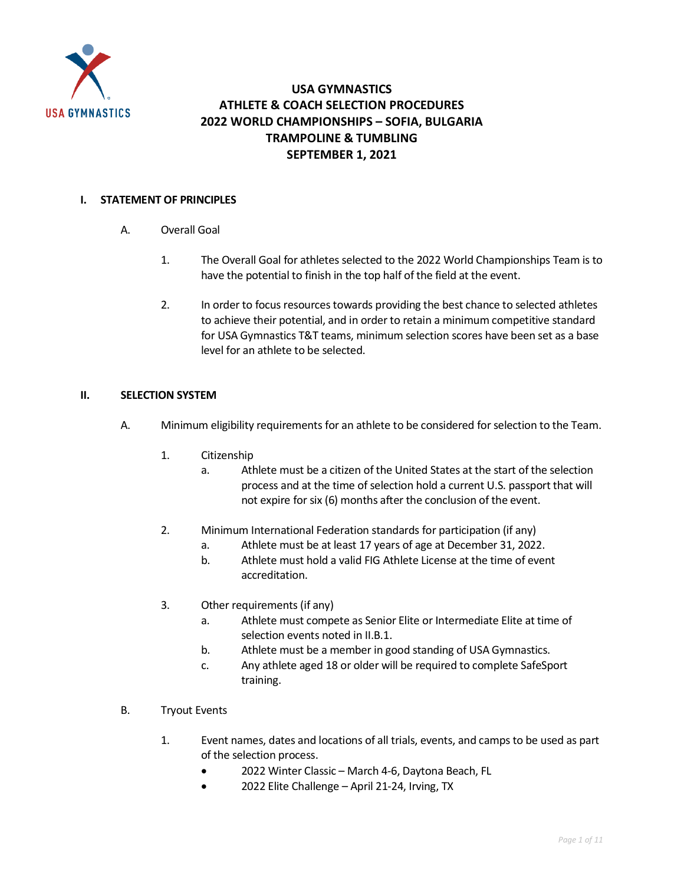# USA GYMNASTICS
# ATHLETE & COACH SELECTION PROCEDURES
# 2022 WORLD CHAMPIONSHIPS – SOFIA, BULGARIA
# TRAMPOLINE & TUMBLING
# SEPTEMBER 1, 2021

## I. STATEMENT OF PRINCIPLES

A. Overall Goal

1. The Overall Goal for athletes selected to the 2022 World Championships Team is to have the potential to finish in the top half of the field at the event.

2. In order to focus resources towards providing the best chance to selected athletes to achieve their potential, and in order to retain a minimum competitive standard for USA Gymnastics T&T teams, minimum selection scores have been set as a base level for an athlete to be selected.

## II. SELECTION SYSTEM

A. Minimum eligibility requirements for an athlete to be considered for selection to the Team.

1. Citizenship
   a. Athlete must be a citizen of the United States at the start of the selection process and at the time of selection hold a current U.S. passport that will not expire for six (6) months after the conclusion of the event.

2. Minimum International Federation standards for participation (if any)
   a. Athlete must be at least 17 years of age at December 31, 2022.
   b. Athlete must hold a valid FIG Athlete License at the time of event accreditation.

3. Other requirements (if any)
   a. Athlete must compete as Senior Elite or Intermediate Elite at time of selection events noted in II.B.1.
   b. Athlete must be a member in good standing of USA Gymnastics.
   c. Any athlete aged 18 or older will be required to complete SafeSport training.

B. Tryout Events

1. Event names, dates and locations of all trials, events, and camps to be used as part of the selection process.
   - 2022 Winter Classic – March 4-6, Daytona Beach, FL
   - 2022 Elite Challenge – April 21-24, Irving, TX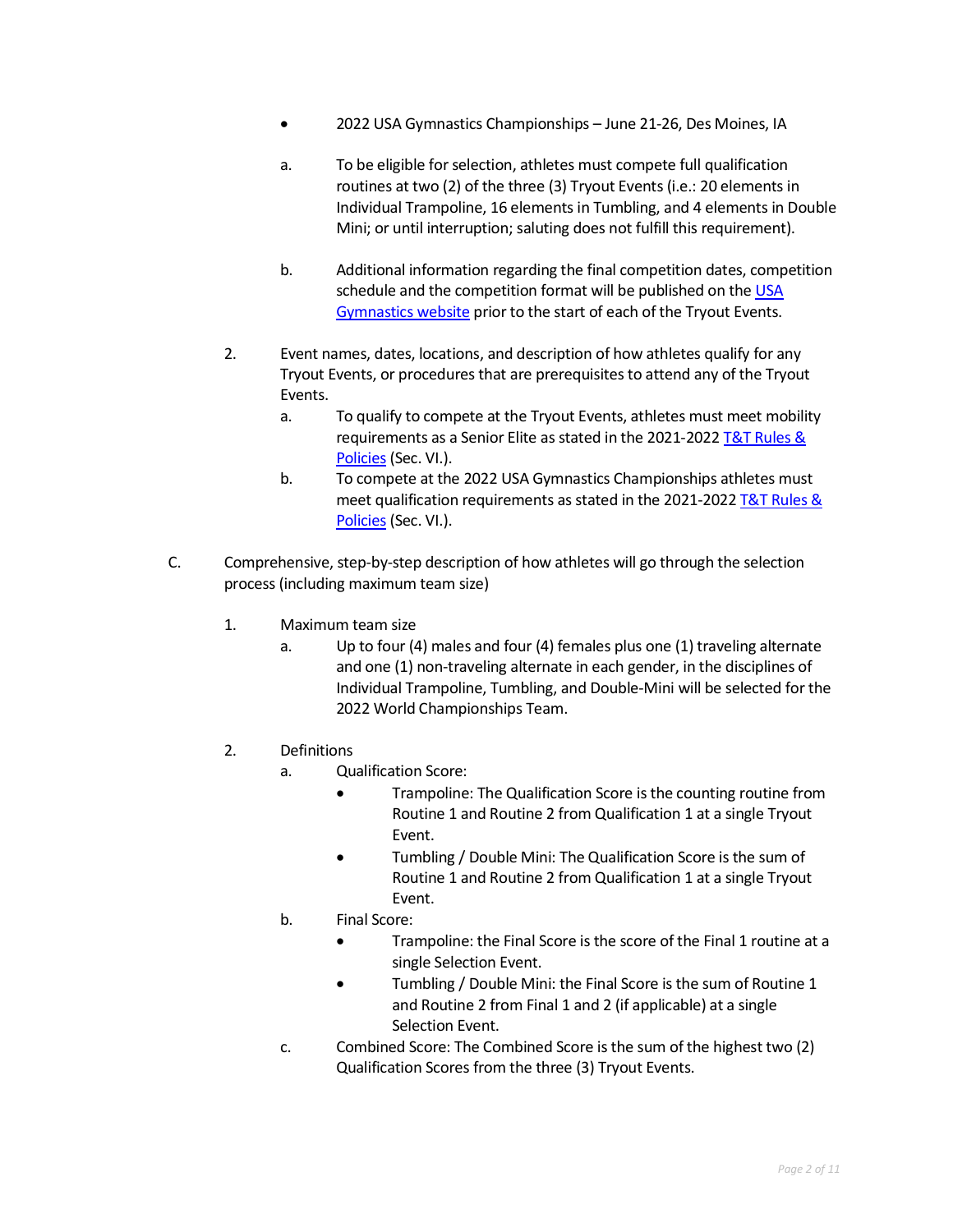- 2022 USA Gymnastics Championships – June 21-26, Des Moines, IA

a. To be eligible for selection, athletes must compete full qualification routines at two (2) of the three (3) Tryout Events (i.e.: 20 elements in Individual Trampoline, 16 elements in Tumbling, and 4 elements in Double Mini; or until interruption; saluting does not fulfill this requirement).

b. Additional information regarding the final competition dates, competition schedule and the competition format will be published on the [USA Gymnastics website](#) prior to the start of each of the Tryout Events.

2. Event names, dates, locations, and description of how athletes qualify for any Tryout Events, or procedures that are prerequisites to attend any of the Tryout Events.
   a. To qualify to compete at the Tryout Events, athletes must meet mobility requirements as a Senior Elite as stated in the 2021-2022 [T&T Rules & Policies](#) (Sec. VI.).
   b. To compete at the 2022 USA Gymnastics Championships athletes must meet qualification requirements as stated in the 2021-2022 [T&T Rules & Policies](#) (Sec. VI.).

C. Comprehensive, step-by-step description of how athletes will go through the selection process (including maximum team size)

1. Maximum team size
   a. Up to four (4) males and four (4) females plus one (1) traveling alternate and one (1) non-traveling alternate in each gender, in the disciplines of Individual Trampoline, Tumbling, and Double-Mini will be selected for the 2022 World Championships Team.

2. Definitions
   a. Qualification Score:
      - Trampoline: The Qualification Score is the counting routine from Routine 1 and Routine 2 from Qualification 1 at a single Tryout Event.
      - Tumbling / Double Mini: The Qualification Score is the sum of Routine 1 and Routine 2 from Qualification 1 at a single Tryout Event.
   b. Final Score:
      - Trampoline: the Final Score is the score of the Final 1 routine at a single Selection Event.
      - Tumbling / Double Mini: the Final Score is the sum of Routine 1 and Routine 2 from Final 1 and 2 (if applicable) at a single Selection Event.
   c. Combined Score: The Combined Score is the sum of the highest two (2) Qualification Scores from the three (3) Tryout Events.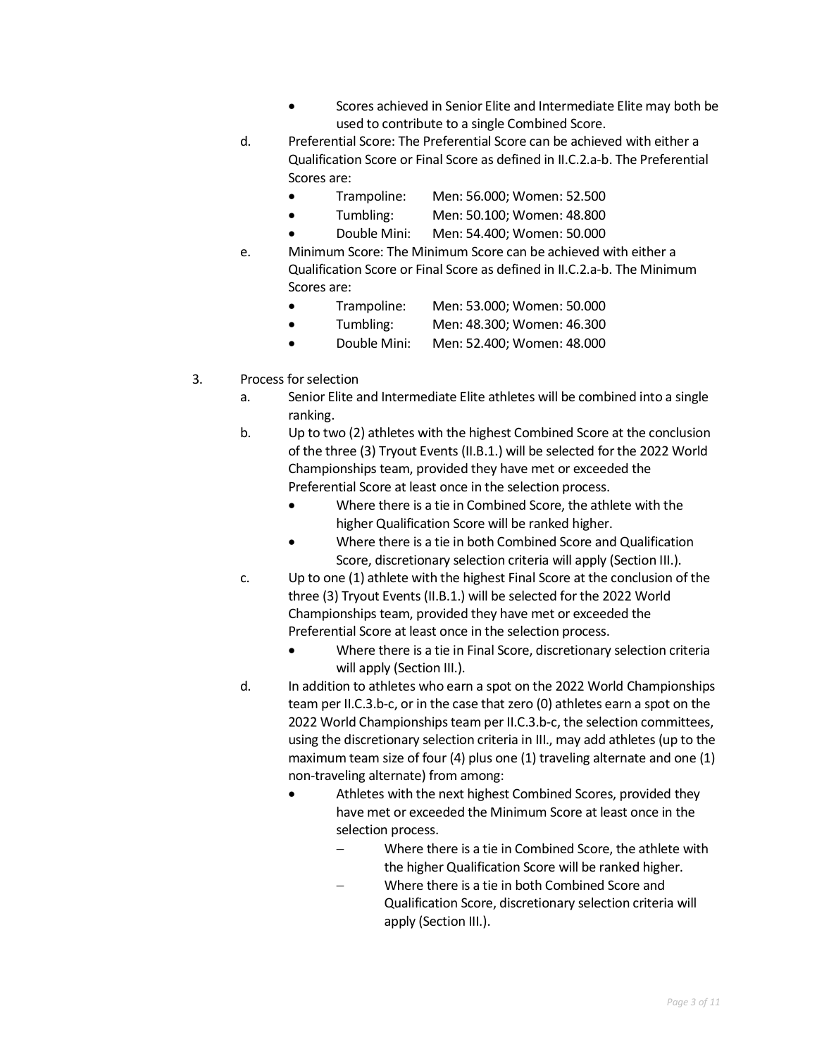- Scores achieved in Senior Elite and Intermediate Elite may both be used to contribute to a single Combined Score.

d. Preferential Score: The Preferential Score can be achieved with either a Qualification Score or Final Score as defined in II.C.2.a-b. The Preferential Scores are:
   - Trampoline: Men: 56.000; Women: 52.500
   - Tumbling: Men: 50.100; Women: 48.800
   - Double Mini: Men: 54.400; Women: 50.000

e. Minimum Score: The Minimum Score can be achieved with either a Qualification Score or Final Score as defined in II.C.2.a-b. The Minimum Scores are:
   - Trampoline: Men: 53.000; Women: 50.000
   - Tumbling: Men: 48.300; Women: 46.300
   - Double Mini: Men: 52.400; Women: 48.000

3. Process for selection

   a. Senior Elite and Intermediate Elite athletes will be combined into a single ranking.

   b. Up to two (2) athletes with the highest Combined Score at the conclusion of the three (3) Tryout Events (II.B.1.) will be selected for the 2022 World Championships team, provided they have met or exceeded the Preferential Score at least once in the selection process.
      - Where there is a tie in Combined Score, the athlete with the higher Qualification Score will be ranked higher.
      - Where there is a tie in both Combined Score and Qualification Score, discretionary selection criteria will apply (Section III.).

   c. Up to one (1) athlete with the highest Final Score at the conclusion of the three (3) Tryout Events (II.B.1.) will be selected for the 2022 World Championships team, provided they have met or exceeded the Preferential Score at least once in the selection process.
      - Where there is a tie in Final Score, discretionary selection criteria will apply (Section III.).

   d. In addition to athletes who earn a spot on the 2022 World Championships team per II.C.3.b-c, or in the case that zero (0) athletes earn a spot on the 2022 World Championships team per II.C.3.b-c, the selection committees, using the discretionary selection criteria in III., may add athletes (up to the maximum team size of four (4) plus one (1) traveling alternate and one (1) non-traveling alternate) from among:
      - Athletes with the next highest Combined Scores, provided they have met or exceeded the Minimum Score at least once in the selection process.
        - Where there is a tie in Combined Score, the athlete with the higher Qualification Score will be ranked higher.
        - Where there is a tie in both Combined Score and Qualification Score, discretionary selection criteria will apply (Section III.).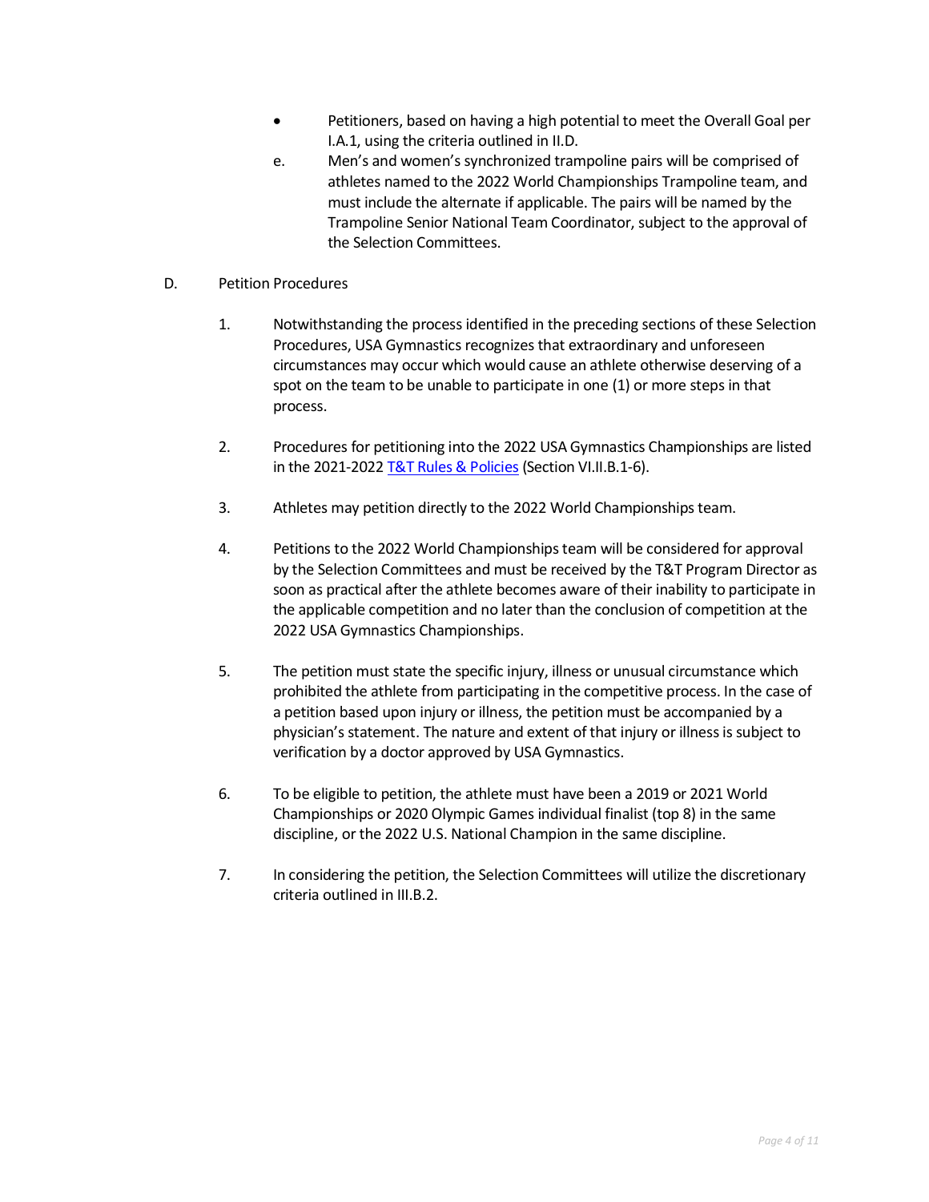- Petitioners, based on having a high potential to meet the Overall Goal per I.A.1, using the criteria outlined in II.D.

e. Men's and women's synchronized trampoline pairs will be comprised of athletes named to the 2022 World Championships Trampoline team, and must include the alternate if applicable. The pairs will be named by the Trampoline Senior National Team Coordinator, subject to the approval of the Selection Committees.

D. Petition Procedures

1. Notwithstanding the process identified in the preceding sections of these Selection Procedures, USA Gymnastics recognizes that extraordinary and unforeseen circumstances may occur which would cause an athlete otherwise deserving of a spot on the team to be unable to participate in one (1) or more steps in that process.

2. Procedures for petitioning into the 2022 USA Gymnastics Championships are listed in the 2021-2022 [T&T Rules & Policies] (Section VI.II.B.1-6).

3. Athletes may petition directly to the 2022 World Championships team.

4. Petitions to the 2022 World Championships team will be considered for approval by the Selection Committees and must be received by the T&T Program Director as soon as practical after the athlete becomes aware of their inability to participate in the applicable competition and no later than the conclusion of competition at the 2022 USA Gymnastics Championships.

5. The petition must state the specific injury, illness or unusual circumstance which prohibited the athlete from participating in the competitive process. In the case of a petition based upon injury or illness, the petition must be accompanied by a physician's statement. The nature and extent of that injury or illness is subject to verification by a doctor approved by USA Gymnastics.

6. To be eligible to petition, the athlete must have been a 2019 or 2021 World Championships or 2020 Olympic Games individual finalist (top 8) in the same discipline, or the 2022 U.S. National Champion in the same discipline.

7. In considering the petition, the Selection Committees will utilize the discretionary criteria outlined in III.B.2.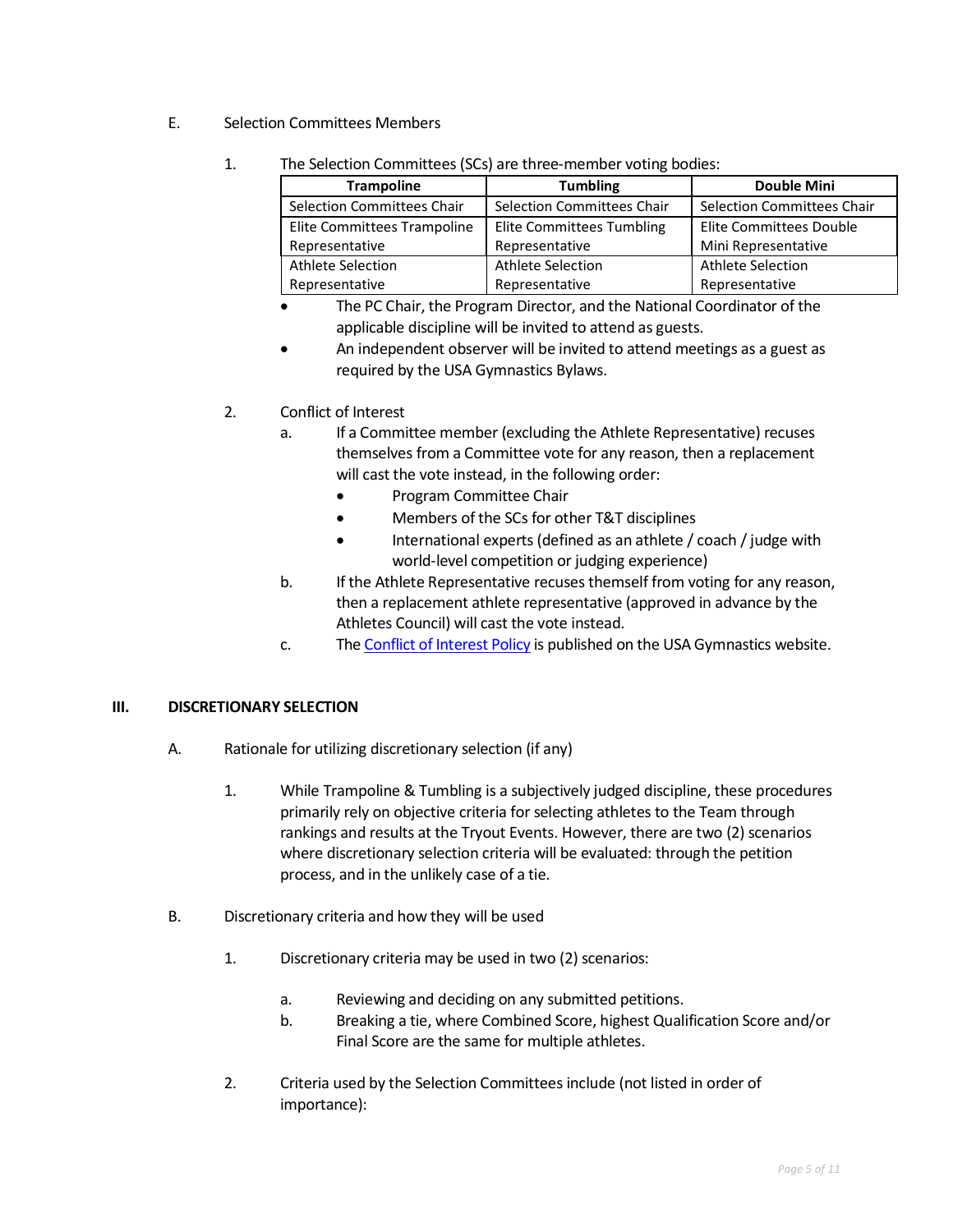E. Selection Committees Members

1. The Selection Committees (SCs) are three-member voting bodies:

| Trampoline | Tumbling | Double Mini |
|---|---|---|
| Selection Committees Chair | Selection Committees Chair | Selection Committees Chair |
| Elite Committees Trampoline Representative | Elite Committees Tumbling Representative | Elite Committees Double Mini Representative |
| Athlete Selection Representative | Athlete Selection Representative | Athlete Selection Representative |

- The PC Chair, the Program Director, and the National Coordinator of the applicable discipline will be invited to attend as guests.
- An independent observer will be invited to attend meetings as a guest as required by the USA Gymnastics Bylaws.

2. Conflict of Interest
   a. If a Committee member (excluding the Athlete Representative) recuses themselves from a Committee vote for any reason, then a replacement will cast the vote instead, in the following order:
      - Program Committee Chair
      - Members of the SCs for other T&T disciplines
      - International experts (defined as an athlete / coach / judge with world-level competition or judging experience)
   b. If the Athlete Representative recuses themself from voting for any reason, then a replacement athlete representative (approved in advance by the Athletes Council) will cast the vote instead.
   c. The Conflict of Interest Policy is published on the USA Gymnastics website.

## III. DISCRETIONARY SELECTION

A. Rationale for utilizing discretionary selection (if any)

1. While Trampoline & Tumbling is a subjectively judged discipline, these procedures primarily rely on objective criteria for selecting athletes to the Team through rankings and results at the Tryout Events. However, there are two (2) scenarios where discretionary selection criteria will be evaluated: through the petition process, and in the unlikely case of a tie.

B. Discretionary criteria and how they will be used

1. Discretionary criteria may be used in two (2) scenarios:

   a. Reviewing and deciding on any submitted petitions.
   b. Breaking a tie, where Combined Score, highest Qualification Score and/or Final Score are the same for multiple athletes.

2. Criteria used by the Selection Committees include (not listed in order of importance):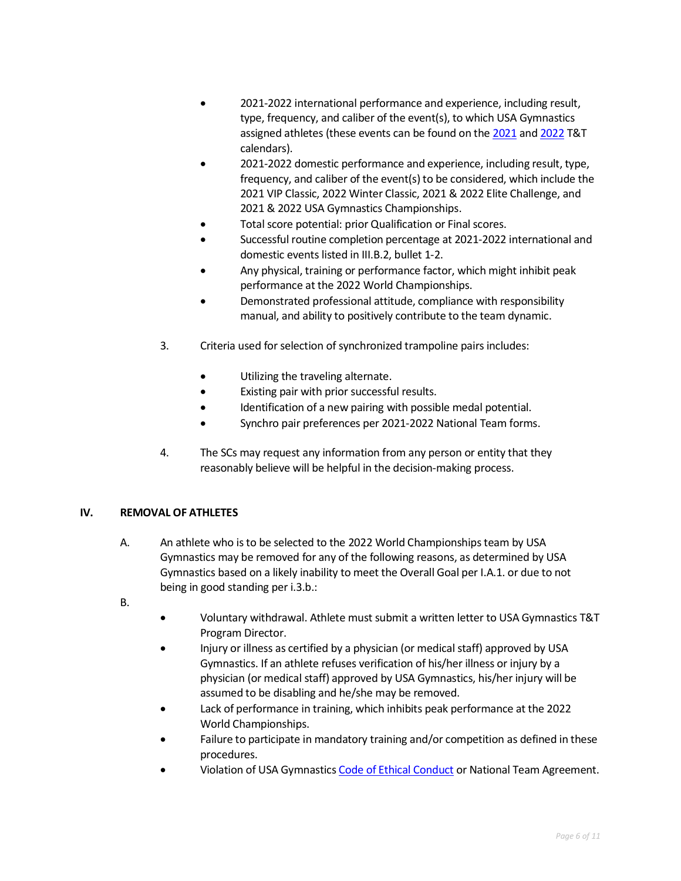- 2021-2022 international performance and experience, including result, type, frequency, and caliber of the event(s), to which USA Gymnastics assigned athletes (these events can be found on the 2021 and 2022 T&T calendars).
- 2021-2022 domestic performance and experience, including result, type, frequency, and caliber of the event(s) to be considered, which include the 2021 VIP Classic, 2022 Winter Classic, 2021 & 2022 Elite Challenge, and 2021 & 2022 USA Gymnastics Championships.
- Total score potential: prior Qualification or Final scores.
- Successful routine completion percentage at 2021-2022 international and domestic events listed in III.B.2, bullet 1-2.
- Any physical, training or performance factor, which might inhibit peak performance at the 2022 World Championships.
- Demonstrated professional attitude, compliance with responsibility manual, and ability to positively contribute to the team dynamic.

3. Criteria used for selection of synchronized trampoline pairs includes:

    - Utilizing the traveling alternate.
    - Existing pair with prior successful results.
    - Identification of a new pairing with possible medal potential.
    - Synchro pair preferences per 2021-2022 National Team forms.

4. The SCs may request any information from any person or entity that they reasonably believe will be helpful in the decision-making process.

## IV. REMOVAL OF ATHLETES

A. An athlete who is to be selected to the 2022 World Championships team by USA Gymnastics may be removed for any of the following reasons, as determined by USA Gymnastics based on a likely inability to meet the Overall Goal per I.A.1. or due to not being in good standing per i.3.b.:

B.

- Voluntary withdrawal. Athlete must submit a written letter to USA Gymnastics T&T Program Director.
- Injury or illness as certified by a physician (or medical staff) approved by USA Gymnastics. If an athlete refuses verification of his/her illness or injury by a physician (or medical staff) approved by USA Gymnastics, his/her injury will be assumed to be disabling and he/she may be removed.
- Lack of performance in training, which inhibits peak performance at the 2022 World Championships.
- Failure to participate in mandatory training and/or competition as defined in these procedures.
- Violation of USA Gymnastics Code of Ethical Conduct or National Team Agreement.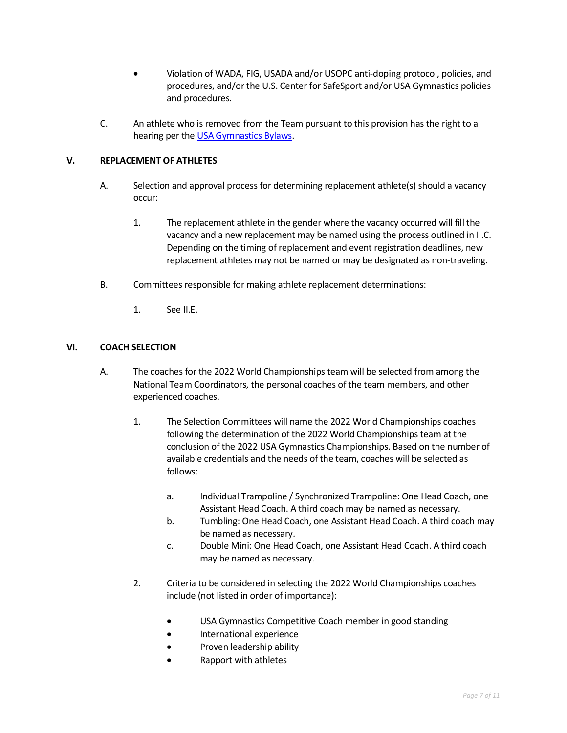- Violation of WADA, FIG, USADA and/or USOPC anti-doping protocol, policies, and procedures, and/or the U.S. Center for SafeSport and/or USA Gymnastics policies and procedures.

C. An athlete who is removed from the Team pursuant to this provision has the right to a hearing per the [USA Gymnastics Bylaws](USA Gymnastics Bylaws).

## V. REPLACEMENT OF ATHLETES

A. Selection and approval process for determining replacement athlete(s) should a vacancy occur:

1. The replacement athlete in the gender where the vacancy occurred will fill the vacancy and a new replacement may be named using the process outlined in II.C. Depending on the timing of replacement and event registration deadlines, new replacement athletes may not be named or may be designated as non-traveling.

B. Committees responsible for making athlete replacement determinations:

1. See II.E.

## VI. COACH SELECTION

A. The coaches for the 2022 World Championships team will be selected from among the National Team Coordinators, the personal coaches of the team members, and other experienced coaches.

1. The Selection Committees will name the 2022 World Championships coaches following the determination of the 2022 World Championships team at the conclusion of the 2022 USA Gymnastics Championships. Based on the number of available credentials and the needs of the team, coaches will be selected as follows:

   a. Individual Trampoline / Synchronized Trampoline: One Head Coach, one Assistant Head Coach. A third coach may be named as necessary.
   
   b. Tumbling: One Head Coach, one Assistant Head Coach. A third coach may be named as necessary.
   
   c. Double Mini: One Head Coach, one Assistant Head Coach. A third coach may be named as necessary.

2. Criteria to be considered in selecting the 2022 World Championships coaches include (not listed in order of importance):

   - USA Gymnastics Competitive Coach member in good standing
   - International experience
   - Proven leadership ability
   - Rapport with athletes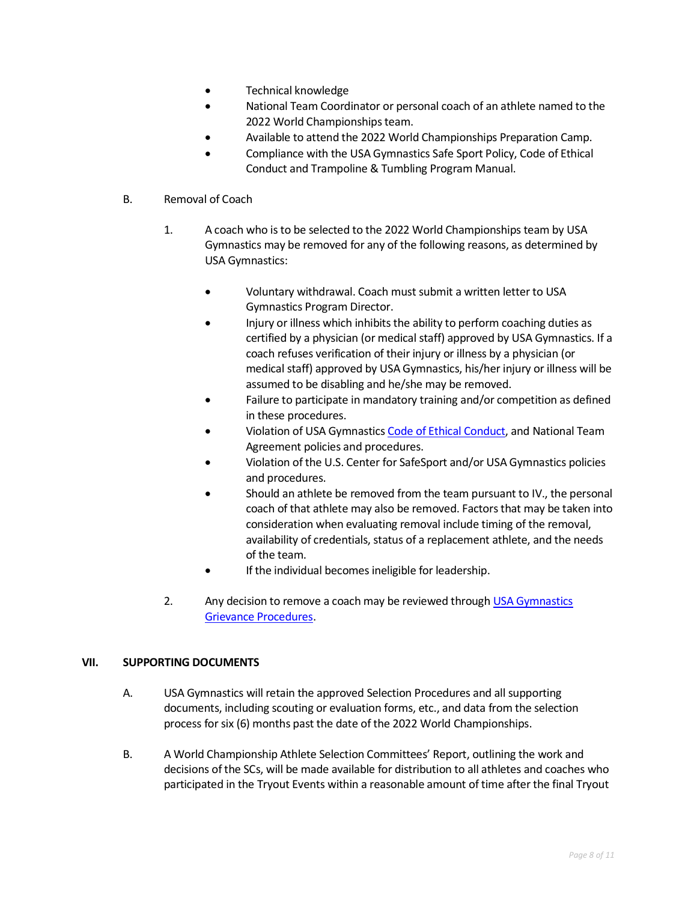- Technical knowledge
- National Team Coordinator or personal coach of an athlete named to the 2022 World Championships team.
- Available to attend the 2022 World Championships Preparation Camp.
- Compliance with the USA Gymnastics Safe Sport Policy, Code of Ethical Conduct and Trampoline & Tumbling Program Manual.

B. Removal of Coach

1. A coach who is to be selected to the 2022 World Championships team by USA Gymnastics may be removed for any of the following reasons, as determined by USA Gymnastics:

    - Voluntary withdrawal. Coach must submit a written letter to USA Gymnastics Program Director.
    - Injury or illness which inhibits the ability to perform coaching duties as certified by a physician (or medical staff) approved by USA Gymnastics. If a coach refuses verification of their injury or illness by a physician (or medical staff) approved by USA Gymnastics, his/her injury or illness will be assumed to be disabling and he/she may be removed.
    - Failure to participate in mandatory training and/or competition as defined in these procedures.
    - Violation of USA Gymnastics Code of Ethical Conduct, and National Team Agreement policies and procedures.
    - Violation of the U.S. Center for SafeSport and/or USA Gymnastics policies and procedures.
    - Should an athlete be removed from the team pursuant to IV., the personal coach of that athlete may also be removed. Factors that may be taken into consideration when evaluating removal include timing of the removal, availability of credentials, status of a replacement athlete, and the needs of the team.
    - If the individual becomes ineligible for leadership.

2. Any decision to remove a coach may be reviewed through USA Gymnastics Grievance Procedures.

## VII. SUPPORTING DOCUMENTS

A. USA Gymnastics will retain the approved Selection Procedures and all supporting documents, including scouting or evaluation forms, etc., and data from the selection process for six (6) months past the date of the 2022 World Championships.

B. A World Championship Athlete Selection Committees' Report, outlining the work and decisions of the SCs, will be made available for distribution to all athletes and coaches who participated in the Tryout Events within a reasonable amount of time after the final Tryout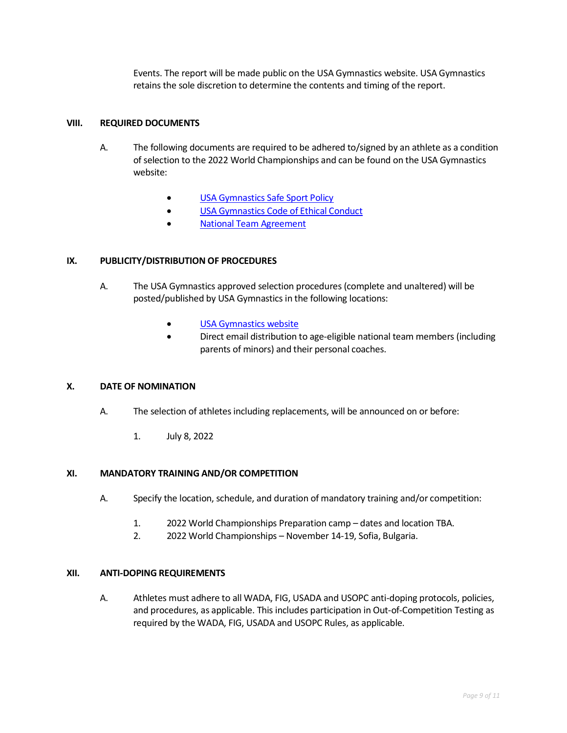Events. The report will be made public on the USA Gymnastics website. USA Gymnastics retains the sole discretion to determine the contents and timing of the report.

## VIII. REQUIRED DOCUMENTS

A. The following documents are required to be adhered to/signed by an athlete as a condition of selection to the 2022 World Championships and can be found on the USA Gymnastics website:

- USA Gymnastics Safe Sport Policy
- USA Gymnastics Code of Ethical Conduct
- National Team Agreement

## IX. PUBLICITY/DISTRIBUTION OF PROCEDURES

A. The USA Gymnastics approved selection procedures (complete and unaltered) will be posted/published by USA Gymnastics in the following locations:

- USA Gymnastics website
- Direct email distribution to age-eligible national team members (including parents of minors) and their personal coaches.

## X. DATE OF NOMINATION

A. The selection of athletes including replacements, will be announced on or before:

1. July 8, 2022

## XI. MANDATORY TRAINING AND/OR COMPETITION

A. Specify the location, schedule, and duration of mandatory training and/or competition:

1. 2022 World Championships Preparation camp – dates and location TBA.
2. 2022 World Championships – November 14-19, Sofia, Bulgaria.

## XII. ANTI-DOPING REQUIREMENTS

A. Athletes must adhere to all WADA, FIG, USADA and USOPC anti-doping protocols, policies, and procedures, as applicable. This includes participation in Out-of-Competition Testing as required by the WADA, FIG, USADA and USOPC Rules, as applicable.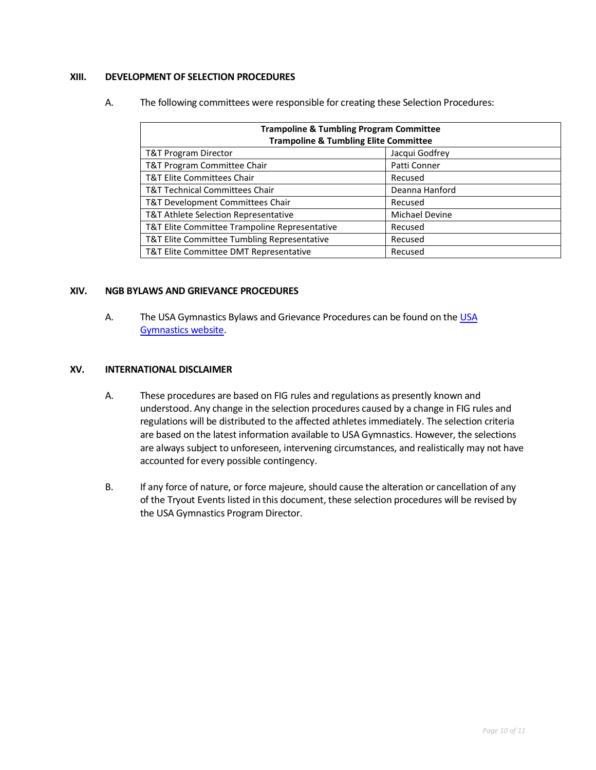## XIII. DEVELOPMENT OF SELECTION PROCEDURES

A. The following committees were responsible for creating these Selection Procedures:

| Trampoline & Tumbling Program Committee<br>Trampoline & Tumbling Elite Committee | |
|---|---|
| T&T Program Director | Jacqui Godfrey |
| T&T Program Committee Chair | Patti Conner |
| T&T Elite Committees Chair | Recused |
| T&T Technical Committees Chair | Deanna Hanford |
| T&T Development Committees Chair | Recused |
| T&T Athlete Selection Representative | Michael Devine |
| T&T Elite Committee Trampoline Representative | Recused |
| T&T Elite Committee Tumbling Representative | Recused |
| T&T Elite Committee DMT Representative | Recused |

## XIV. NGB BYLAWS AND GRIEVANCE PROCEDURES

A. The USA Gymnastics Bylaws and Grievance Procedures can be found on the USA Gymnastics website.

## XV. INTERNATIONAL DISCLAIMER

A. These procedures are based on FIG rules and regulations as presently known and understood. Any change in the selection procedures caused by a change in FIG rules and regulations will be distributed to the affected athletes immediately. The selection criteria are based on the latest information available to USA Gymnastics. However, the selections are always subject to unforeseen, intervening circumstances, and realistically may not have accounted for every possible contingency.

B. If any force of nature, or force majeure, should cause the alteration or cancellation of any of the Tryout Events listed in this document, these selection procedures will be revised by the USA Gymnastics Program Director.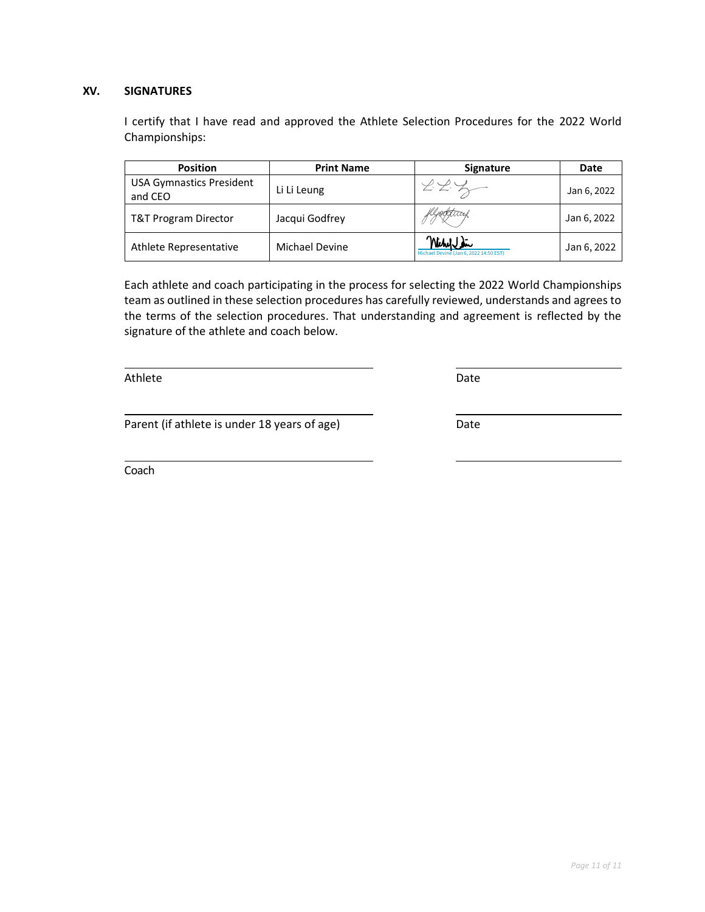## XV. SIGNATURES

I certify that I have read and approved the Athlete Selection Procedures for the 2022 World Championships:

| Position | Print Name | Signature | Date |
|---|---|---|---|
| USA Gymnastics President and CEO | Li Li Leung | | Jan 6, 2022 |
| T&T Program Director | Jacqui Godfrey | | Jan 6, 2022 |
| Athlete Representative | Michael Devine | Michael Devine (Jan 6, 2022 14:50 EST) | Jan 6, 2022 |

Each athlete and coach participating in the process for selecting the 2022 World Championships team as outlined in these selection procedures has carefully reviewed, understands and agrees to the terms of the selection procedures. That understanding and agreement is reflected by the signature of the athlete and coach below.

Athlete ______________________ Date ______________

Parent (if athlete is under 18 years of age) ______________________ Date ______________

Coach ______________________ ______________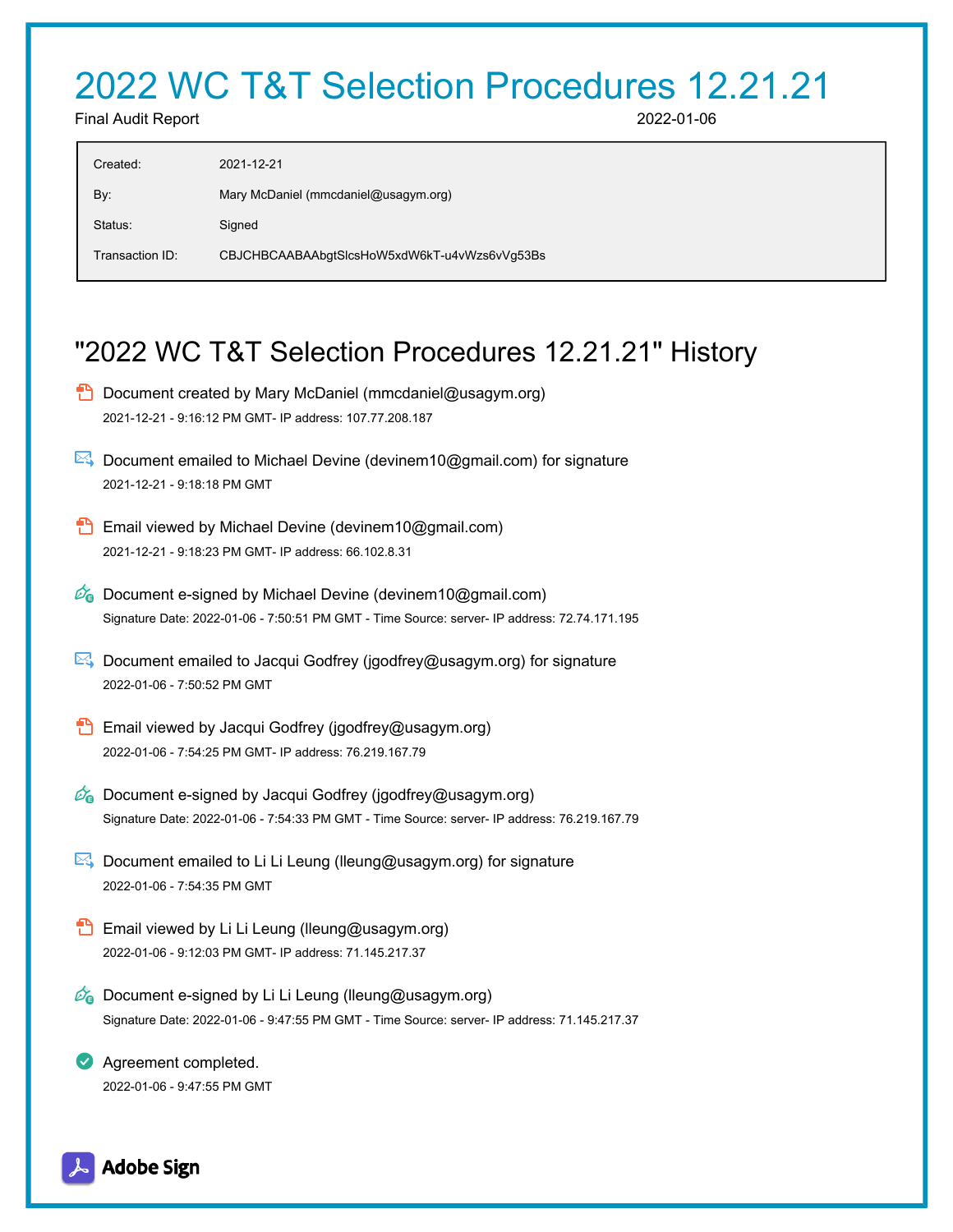# 2022 WC T&T Selection Procedures 12.21.21

Final Audit Report 2022-01-06

| | |
|---|---|
| Created: | 2021-12-21 |
| By: | Mary McDaniel (mmcdaniel@usagym.org) |
| Status: | Signed |
| Transaction ID: | CBJCHBCAABAAbgtSlcsHoW5xdW6kT-u4vWzs6vVg53Bs |

## "2022 WC T&T Selection Procedures 12.21.21" History

- Document created by Mary McDaniel (mmcdaniel@usagym.org)
  2021-12-21 - 9:16:12 PM GMT- IP address: 107.77.208.187

- Document emailed to Michael Devine (devinem10@gmail.com) for signature
  2021-12-21 - 9:18:18 PM GMT

- Email viewed by Michael Devine (devinem10@gmail.com)
  2021-12-21 - 9:18:23 PM GMT- IP address: 66.102.8.31

- Document e-signed by Michael Devine (devinem10@gmail.com)
  Signature Date: 2022-01-06 - 7:50:51 PM GMT - Time Source: server- IP address: 72.74.171.195

- Document emailed to Jacqui Godfrey (jgodfrey@usagym.org) for signature
  2022-01-06 - 7:50:52 PM GMT

- Email viewed by Jacqui Godfrey (jgodfrey@usagym.org)
  2022-01-06 - 7:54:25 PM GMT- IP address: 76.219.167.79

- Document e-signed by Jacqui Godfrey (jgodfrey@usagym.org)
  Signature Date: 2022-01-06 - 7:54:33 PM GMT - Time Source: server- IP address: 76.219.167.79

- Document emailed to Li Li Leung (lleung@usagym.org) for signature
  2022-01-06 - 7:54:35 PM GMT

- Email viewed by Li Li Leung (lleung@usagym.org)
  2022-01-06 - 9:12:03 PM GMT- IP address: 71.145.217.37

- Document e-signed by Li Li Leung (lleung@usagym.org)
  Signature Date: 2022-01-06 - 9:47:55 PM GMT - Time Source: server- IP address: 71.145.217.37

- Agreement completed.
  2022-01-06 - 9:47:55 PM GMT

Adobe Sign